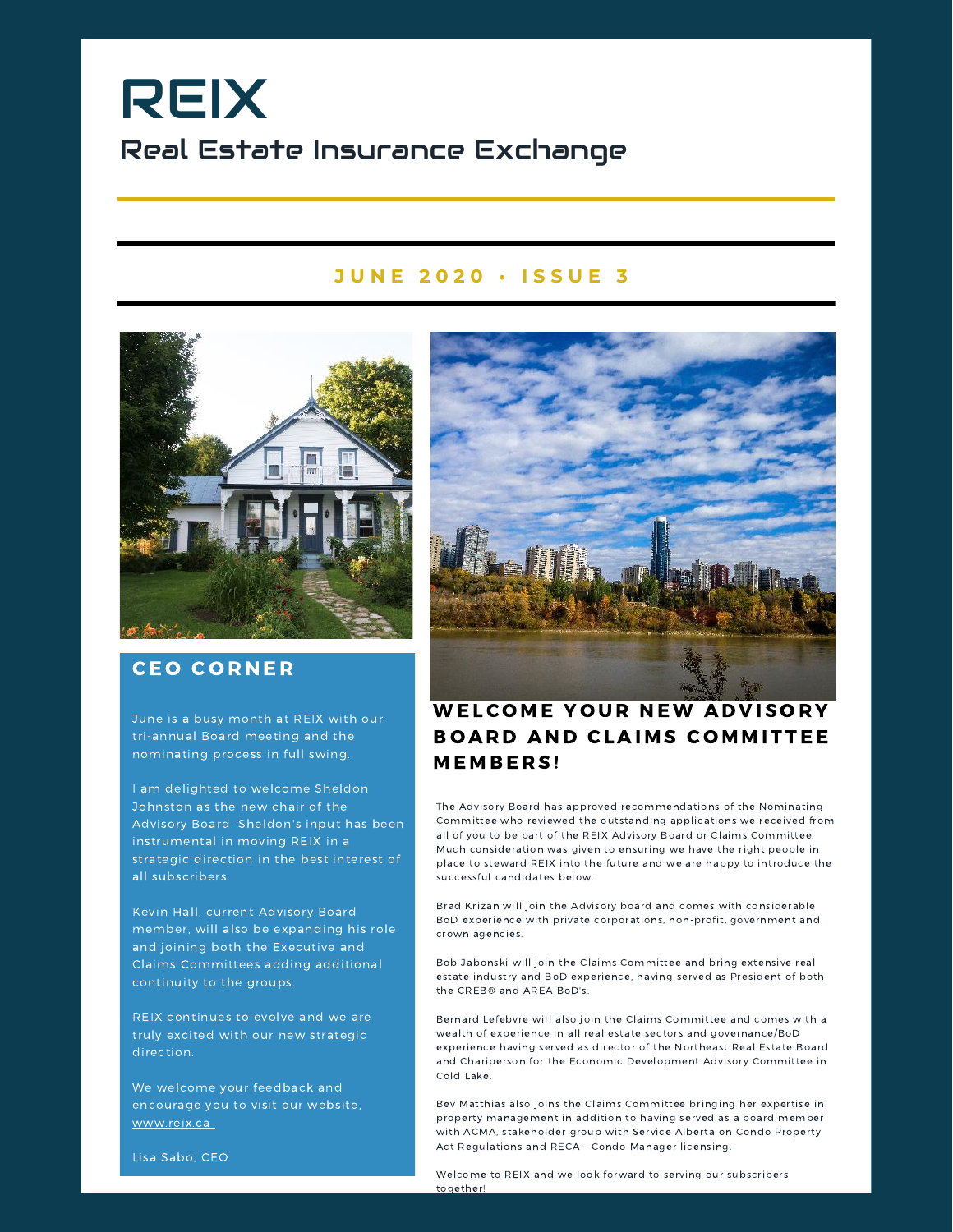# REIX

## Real Estate Insurance Exchange

**JUNE 2020 • ISSUE 3**

## CEO CORNER

June is a busy month at REIX with our tri-annual Board meeting and the nominating process in full swing.

I am delighted to welcome Sheldon Johnston as the new chair of the Advisory Board. Sheldon's input has been instrumental in moving REIX in a strategic direction in the best interest of all subscribers.

Kevin Hall, current Advisory Board member, will also be expanding his role and joining both the Executive and Claims Committees adding additional continuity to the groups.

REIX continues to evolve and we are truly excited with our new strategic direction.

We welcome your feedback and encourage you to visit our website, www.reix.ca

Lisa Sabo, CEO

## WELCOME YOUR NEW ADVISORY BOARD AND CLAIMS COMMITTEE MEMBERS!

The Advisory Board has approved recommendations of the Nominating Committee who reviewed the outstanding applications we received from all of you to be part of the REIX Advisory Board or Claims Committee. Much consideration was given to ensuring we have the right people in place to steward REIX into the future and we are happy to introduce the successful candidates below.

Brad Krizan will join the Advisory board and comes with considerable BoD experience with private corporations, non-profit, government and crown agencies.

Bob Jabonski will join the Claims Committee and bring extensive real estate industry and BoD experience, having served as President of both the CREB® and AREA BoD's.

Bernard Lefebvre will also join the Claims Committee and comes with a wealth of experience in all real estate sectors and governance/BoD experience having served as director of the Northeast Real Estate Board and Chariperson for the Economic Development Advisory Committee in Cold Lake.

Bev Matthias also joins the Claims Committee bringing her expertise in property management in addition to having served as a board member with ACMA, stakeholder group with Service Alberta on Condo Property Act Regulations and RECA - Condo Manager licensing.

Welcome to REIX and we look forward to serving our subscribers together!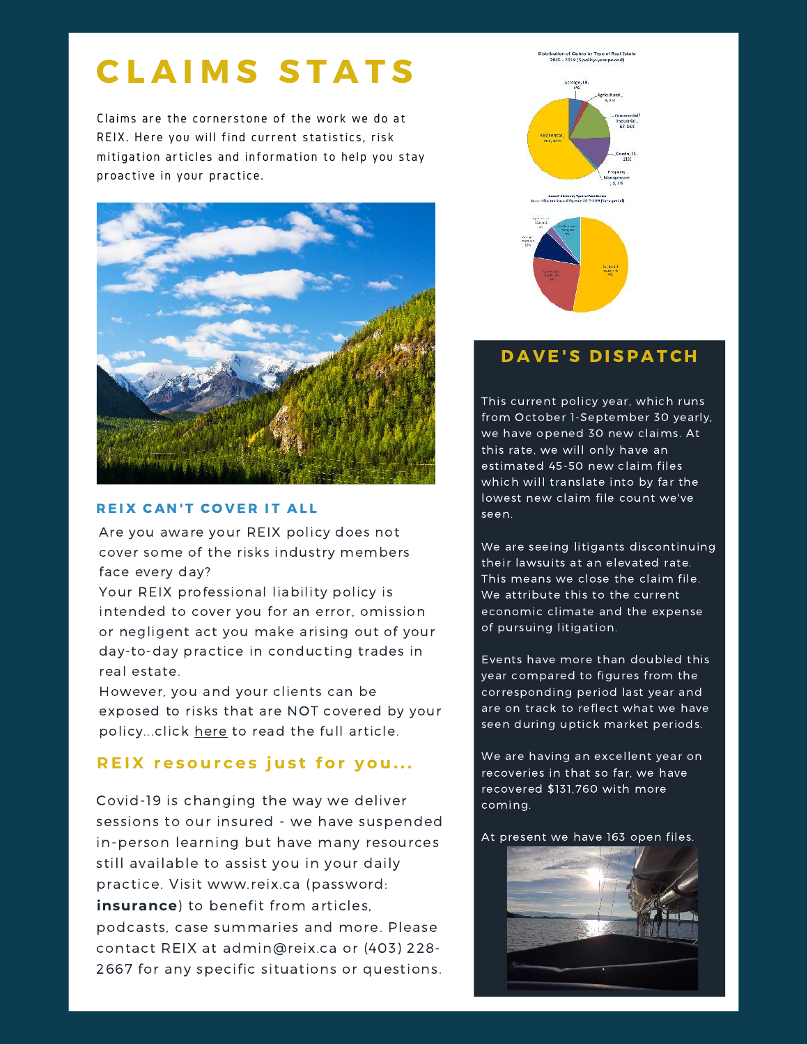# CLAIMS STATS

Claims are the cornerstone of the work we do at REIX. Here you will find current statistics, risk mitigation articles and information to help you stay proactive in your practice.

### REIX CAN'T COVER IT ALL

Are you aware your REIX policy does not cover some of the risks industry members face every day?

Your REIX professional liability policy is intended to cover you for an error, omission or negligent act you make arising out of your day-to-day practice in conducting trades in real estate.

However, you and your clients can be exposed to risks that are NOT covered by your policy...click here to read the full article.

### REIX resources just for you...

Covid-19 is changing the way we deliver sessions to our insured - we have suspended in-person learning but have many resources still available to assist you in your daily practice. Visit www.reix.ca (password: **insurance**) to benefit from articles, podcasts, case summaries and more. Please contact REIX at admin@reix.ca or (403) 228-2667 for any specific situations or questions.

Distribution of Claims by Type of Real Estate
2015 - 2019 (5 policy-year period)

Acreage, 19, 3%
Agricultural, 9, 2%
Commercial/Industrial, 67, 16%
Condo, 51, 12%
Property Management, 4, 1%
Residential, 263, 65%

Cost of Claims by Type of Real Estate

## DAVE'S DISPATCH

This current policy year, which runs from October 1-September 30 yearly, we have opened 30 new claims. At this rate, we will only have an estimated 45-50 new claim files which will translate into by far the lowest new claim file count we've seen.

We are seeing litigants discontinuing their lawsuits at an elevated rate. This means we close the claim file. We attribute this to the current economic climate and the expense of pursuing litigation.

Events have more than doubled this year compared to figures from the corresponding period last year and are on track to reflect what we have seen during uptick market periods.

We are having an excellent year on recoveries in that so far, we have recovered $131,760 with more coming.

At present we have 163 open files.